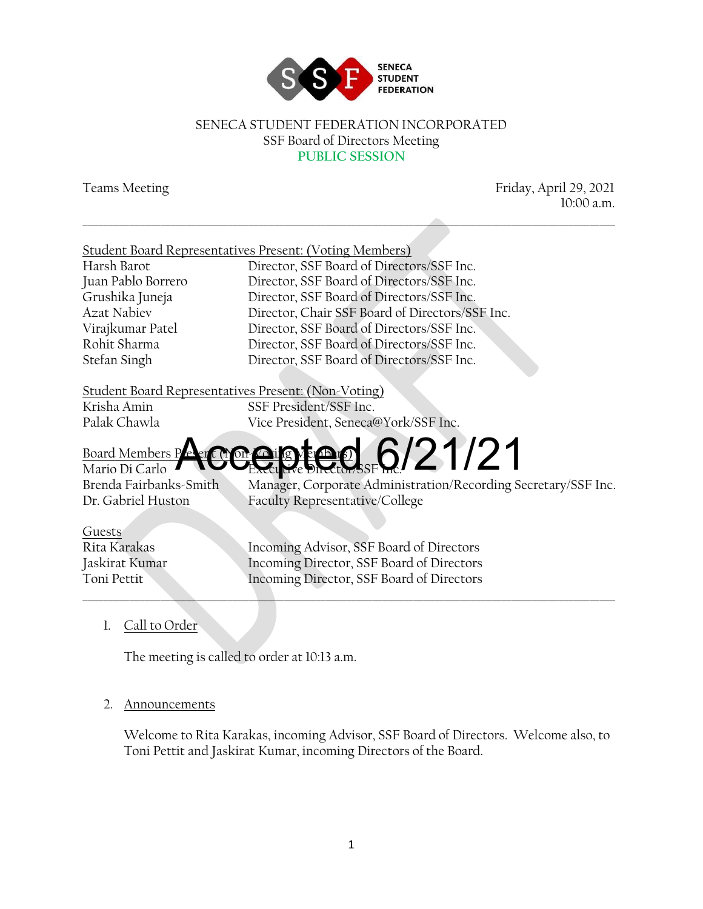SENECA STUDENT FEDERATION

SENECA STUDENT FEDERATION INCORPORATED
SSF Board of Directors Meeting
PUBLIC SESSION

Teams Meeting — Friday, April 29, 2021, 10:00 a.m.

---

Accepted 6/21/21

DRAFT

**Student Board Representatives Present: (Voting Members)**

| | |
|---|---|
| Harsh Barot | Director, SSF Board of Directors/SSF Inc. |
| Juan Pablo Borrero | Director, SSF Board of Directors/SSF Inc. |
| Grushika Juneja | Director, SSF Board of Directors/SSF Inc. |
| Azat Nabiev | Director, Chair SSF Board of Directors/SSF Inc. |
| Virajkumar Patel | Director, SSF Board of Directors/SSF Inc. |
| Rohit Sharma | Director, SSF Board of Directors/SSF Inc. |
| Stefan Singh | Director, SSF Board of Directors/SSF Inc. |

**Student Board Representatives Present: (Non-Voting)**

| | |
|---|---|
| Krisha Amin | SSF President/SSF Inc. |
| Palak Chawla | Vice President, Seneca@York/SSF Inc. |

**Board Members Present (Non-Voting Members)**

| | |
|---|---|
| Mario Di Carlo | Executive Director/SSF Inc. |
| Brenda Fairbanks-Smith | Manager, Corporate Administration/Recording Secretary/SSF Inc. |
| Dr. Gabriel Huston | Faculty Representative/College |

**Guests**

| | |
|---|---|
| Rita Karakas | Incoming Advisor, SSF Board of Directors |
| Jaskirat Kumar | Incoming Director, SSF Board of Directors |
| Toni Pettit | Incoming Director, SSF Board of Directors |

---

1. Call to Order

   The meeting is called to order at 10:13 a.m.

2. Announcements

   Welcome to Rita Karakas, incoming Advisor, SSF Board of Directors. Welcome also, to Toni Pettit and Jaskirat Kumar, incoming Directors of the Board.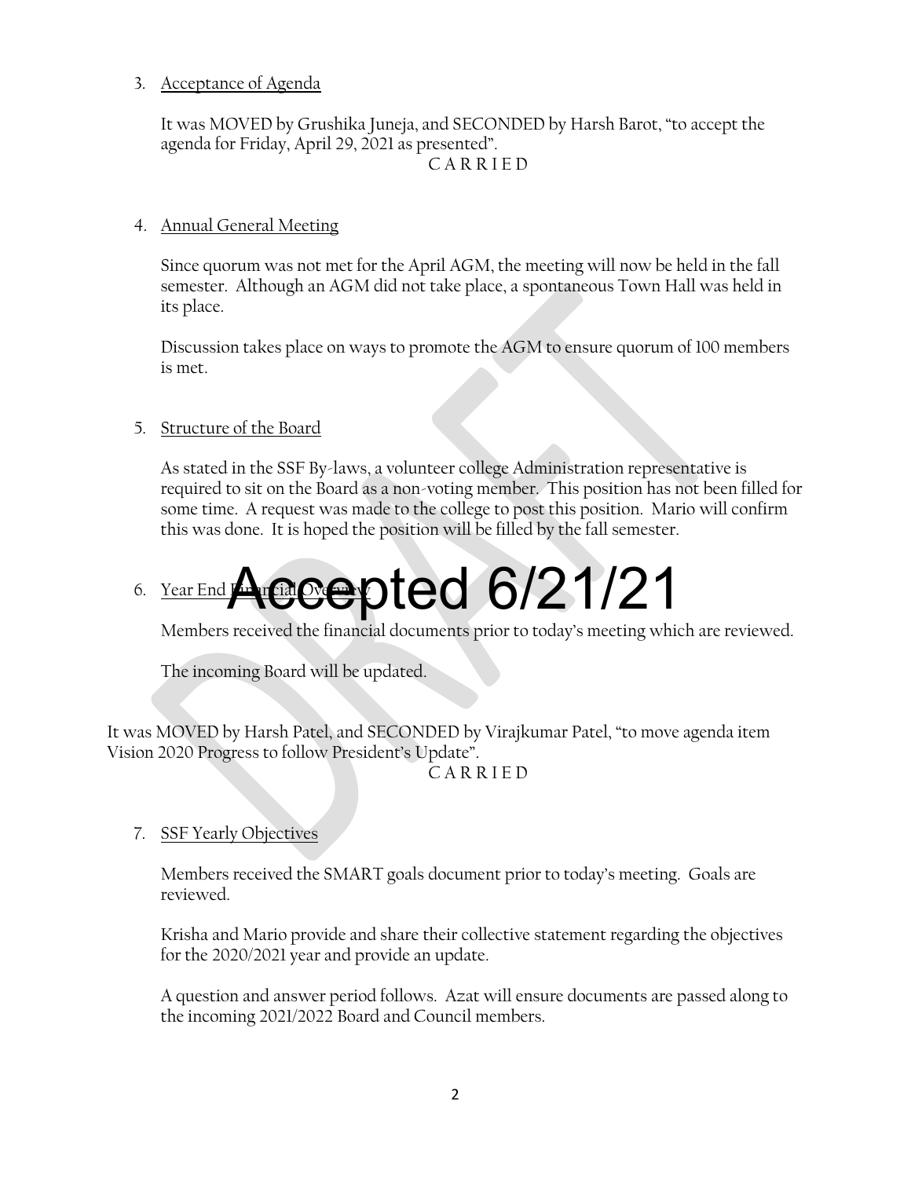3. Acceptance of Agenda

   It was MOVED by Grushika Juneja, and SECONDED by Harsh Barot, "to accept the agenda for Friday, April 29, 2021 as presented".

   C A R R I E D

4. Annual General Meeting

   Since quorum was not met for the April AGM, the meeting will now be held in the fall semester. Although an AGM did not take place, a spontaneous Town Hall was held in its place.

   Discussion takes place on ways to promote the AGM to ensure quorum of 100 members is met.

5. Structure of the Board

   As stated in the SSF By-laws, a volunteer college Administration representative is required to sit on the Board as a non-voting member. This position has not been filled for some time. A request was made to the college to post this position. Mario will confirm this was done. It is hoped the position will be filled by the fall semester.

6. Year End Financial Overview

   Accepted 6/21/21

   Members received the financial documents prior to today's meeting which are reviewed.

   The incoming Board will be updated.

It was MOVED by Harsh Patel, and SECONDED by Virajkumar Patel, "to move agenda item Vision 2020 Progress to follow President's Update".

C A R R I E D

7. SSF Yearly Objectives

   Members received the SMART goals document prior to today's meeting. Goals are reviewed.

   Krisha and Mario provide and share their collective statement regarding the objectives for the 2020/2021 year and provide an update.

   A question and answer period follows. Azat will ensure documents are passed along to the incoming 2021/2022 Board and Council members.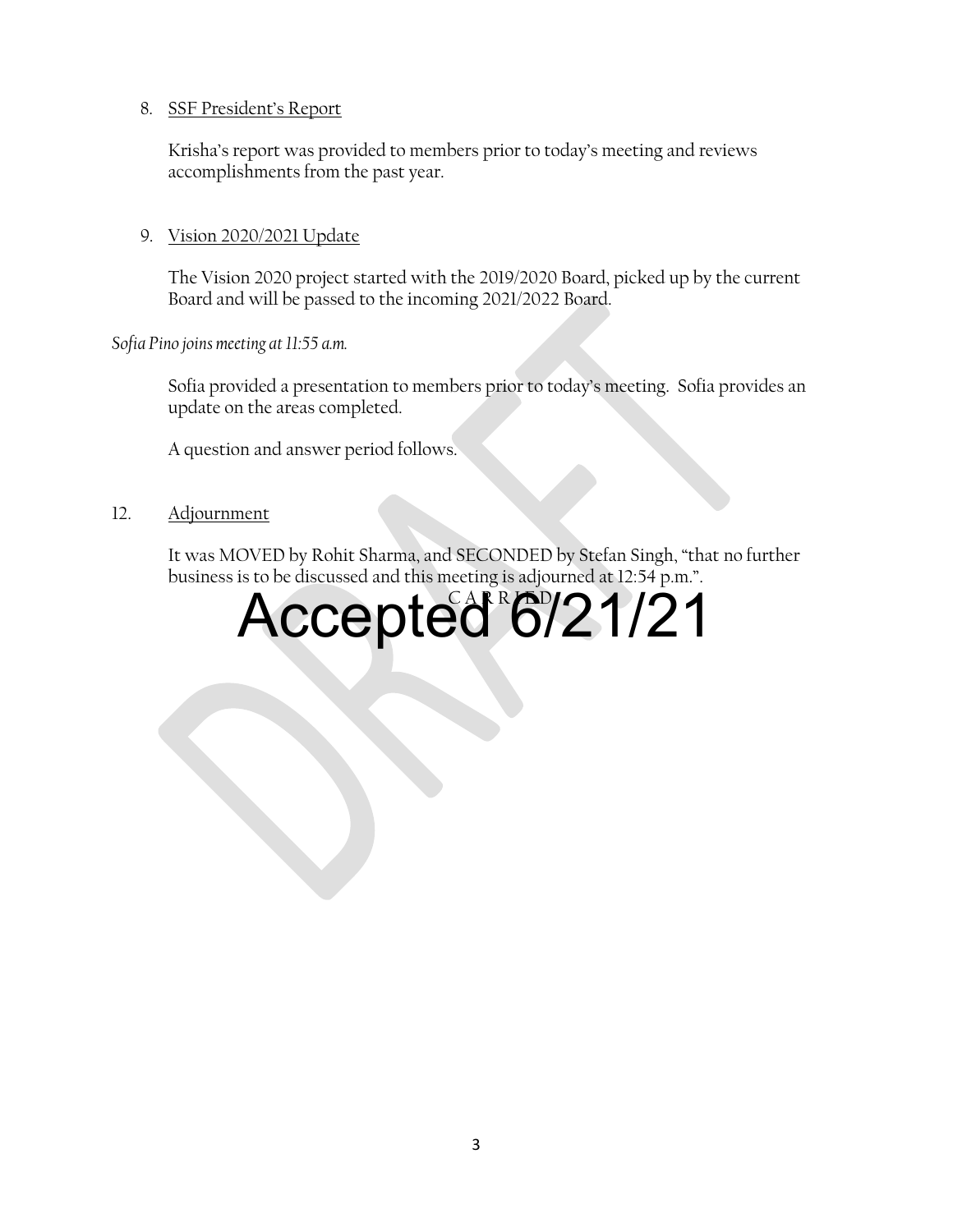8. SSF President's Report

   Krisha's report was provided to members prior to today's meeting and reviews accomplishments from the past year.

9. Vision 2020/2021 Update

   The Vision 2020 project started with the 2019/2020 Board, picked up by the current Board and will be passed to the incoming 2021/2022 Board.

*Sofia Pino joins meeting at 11:55 a.m.*

   Sofia provided a presentation to members prior to today's meeting. Sofia provides an update on the areas completed.

   A question and answer period follows.

12. Adjournment

   It was MOVED by Rohit Sharma, and SECONDED by Stefan Singh, "that no further business is to be discussed and this meeting is adjourned at 12:54 p.m.".

   CARRIED

Accepted 6/21/21

DRAFT